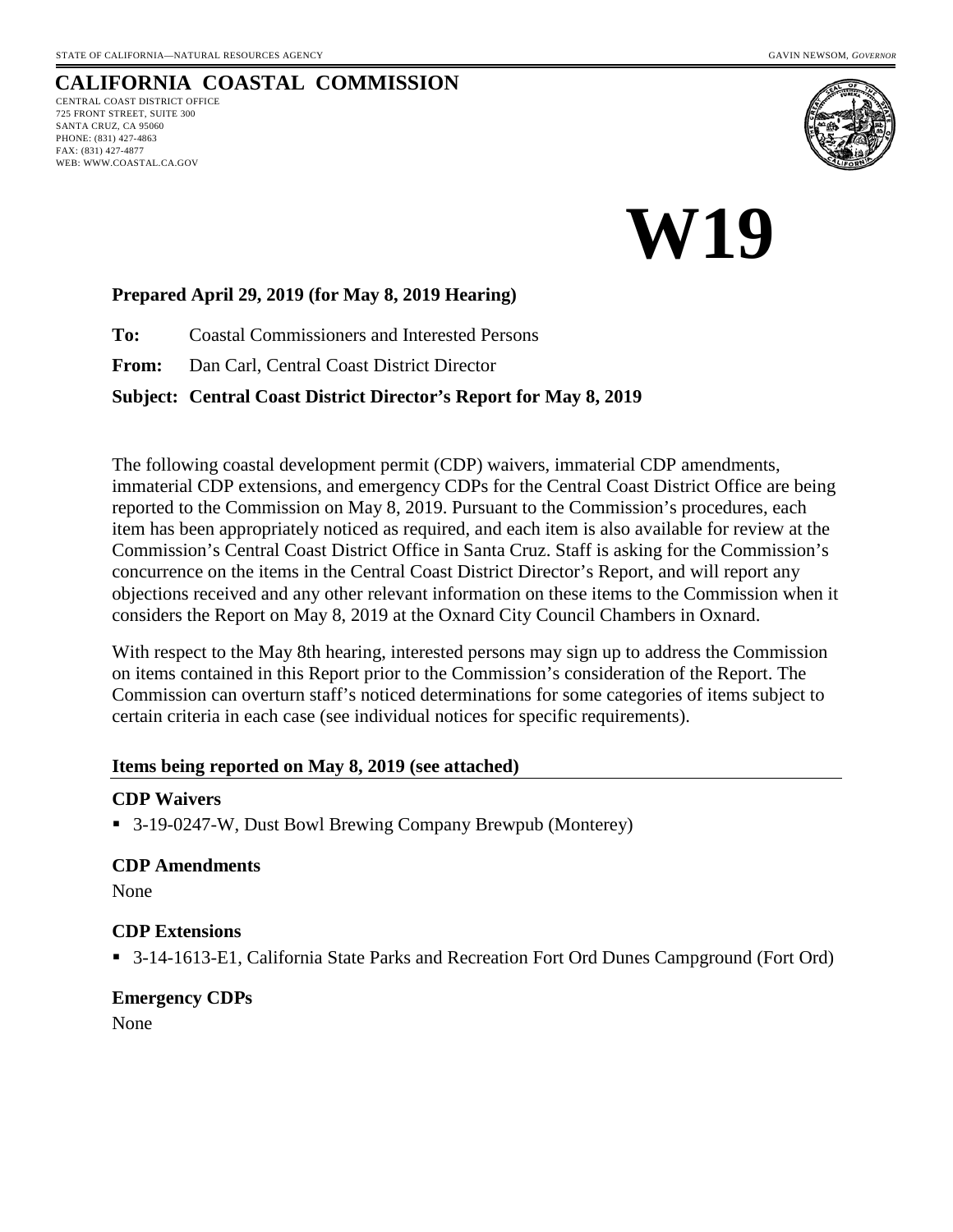STATE OF CALIFORNIA—NATURAL RESOURCES AGENCY GAVIN NEWSOM, *GOVERNOR*

# CALIFORNIA COASTAL COMMISSION

CENTRAL COAST DISTRICT OFFICE
725 FRONT STREET, SUITE 300
SANTA CRUZ, CA 95060
PHONE: (831) 427-4863
FAX: (831) 427-4877
WEB: WWW.COASTAL.CA.GOV

# W19

**Prepared April 29, 2019 (for May 8, 2019 Hearing)**

**To:** Coastal Commissioners and Interested Persons

**From:** Dan Carl, Central Coast District Director

**Subject: Central Coast District Director's Report for May 8, 2019**

The following coastal development permit (CDP) waivers, immaterial CDP amendments, immaterial CDP extensions, and emergency CDPs for the Central Coast District Office are being reported to the Commission on May 8, 2019. Pursuant to the Commission's procedures, each item has been appropriately noticed as required, and each item is also available for review at the Commission's Central Coast District Office in Santa Cruz. Staff is asking for the Commission's concurrence on the items in the Central Coast District Director's Report, and will report any objections received and any other relevant information on these items to the Commission when it considers the Report on May 8, 2019 at the Oxnard City Council Chambers in Oxnard.

With respect to the May 8th hearing, interested persons may sign up to address the Commission on items contained in this Report prior to the Commission's consideration of the Report. The Commission can overturn staff's noticed determinations for some categories of items subject to certain criteria in each case (see individual notices for specific requirements).

## Items being reported on May 8, 2019 (see attached)

### CDP Waivers

- 3-19-0247-W, Dust Bowl Brewing Company Brewpub (Monterey)

### CDP Amendments

None

### CDP Extensions

- 3-14-1613-E1, California State Parks and Recreation Fort Ord Dunes Campground (Fort Ord)

### Emergency CDPs

None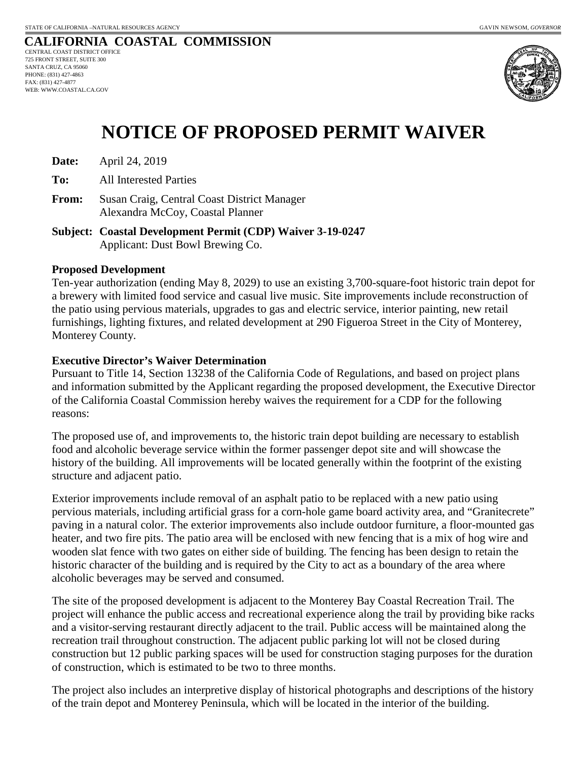STATE OF CALIFORNIA –NATURAL RESOURCES AGENCY

GAVIN NEWSOM, *GOVERNOR*

**CALIFORNIA COASTAL COMMISSION**

CENTRAL COAST DISTRICT OFFICE
725 FRONT STREET, SUITE 300
SANTA CRUZ, CA 95060
PHONE: (831) 427-4863
FAX: (831) 427-4877
WEB: WWW.COASTAL.CA.GOV

# NOTICE OF PROPOSED PERMIT WAIVER

**Date:** April 24, 2019

**To:** All Interested Parties

**From:** Susan Craig, Central Coast District Manager
Alexandra McCoy, Coastal Planner

**Subject: Coastal Development Permit (CDP) Waiver 3-19-0247**
Applicant: Dust Bowl Brewing Co.

**Proposed Development**

Ten-year authorization (ending May 8, 2029) to use an existing 3,700-square-foot historic train depot for a brewery with limited food service and casual live music. Site improvements include reconstruction of the patio using pervious materials, upgrades to gas and electric service, interior painting, new retail furnishings, lighting fixtures, and related development at 290 Figueroa Street in the City of Monterey, Monterey County.

**Executive Director's Waiver Determination**

Pursuant to Title 14, Section 13238 of the California Code of Regulations, and based on project plans and information submitted by the Applicant regarding the proposed development, the Executive Director of the California Coastal Commission hereby waives the requirement for a CDP for the following reasons:

The proposed use of, and improvements to, the historic train depot building are necessary to establish food and alcoholic beverage service within the former passenger depot site and will showcase the history of the building. All improvements will be located generally within the footprint of the existing structure and adjacent patio.

Exterior improvements include removal of an asphalt patio to be replaced with a new patio using pervious materials, including artificial grass for a corn-hole game board activity area, and "Granitecrete" paving in a natural color. The exterior improvements also include outdoor furniture, a floor-mounted gas heater, and two fire pits. The patio area will be enclosed with new fencing that is a mix of hog wire and wooden slat fence with two gates on either side of building. The fencing has been design to retain the historic character of the building and is required by the City to act as a boundary of the area where alcoholic beverages may be served and consumed.

The site of the proposed development is adjacent to the Monterey Bay Coastal Recreation Trail. The project will enhance the public access and recreational experience along the trail by providing bike racks and a visitor-serving restaurant directly adjacent to the trail. Public access will be maintained along the recreation trail throughout construction. The adjacent public parking lot will not be closed during construction but 12 public parking spaces will be used for construction staging purposes for the duration of construction, which is estimated to be two to three months.

The project also includes an interpretive display of historical photographs and descriptions of the history of the train depot and Monterey Peninsula, which will be located in the interior of the building.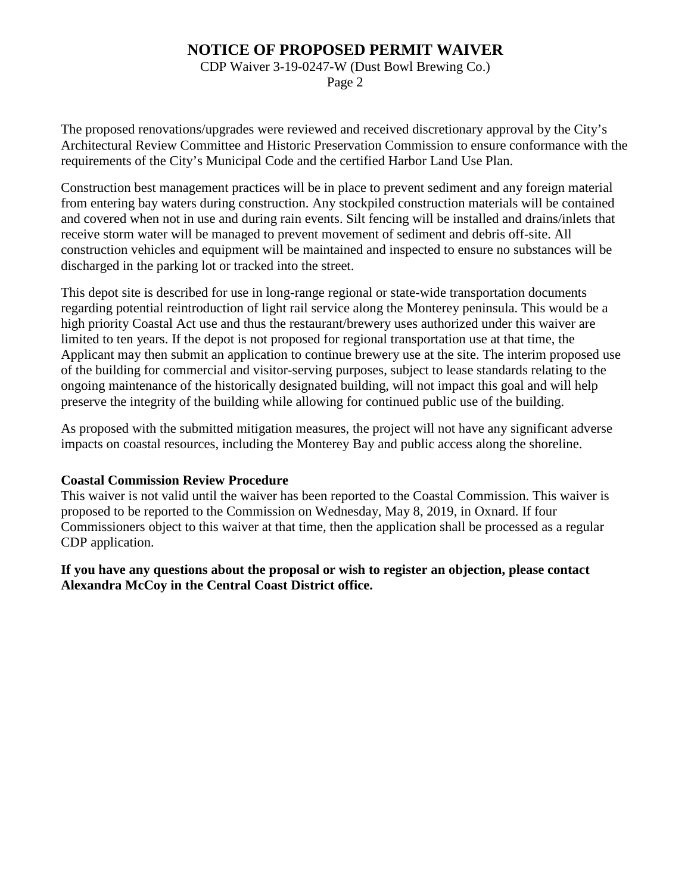The proposed renovations/upgrades were reviewed and received discretionary approval by the City's Architectural Review Committee and Historic Preservation Commission to ensure conformance with the requirements of the City's Municipal Code and the certified Harbor Land Use Plan.

Construction best management practices will be in place to prevent sediment and any foreign material from entering bay waters during construction. Any stockpiled construction materials will be contained and covered when not in use and during rain events. Silt fencing will be installed and drains/inlets that receive storm water will be managed to prevent movement of sediment and debris off-site. All construction vehicles and equipment will be maintained and inspected to ensure no substances will be discharged in the parking lot or tracked into the street.

This depot site is described for use in long-range regional or state-wide transportation documents regarding potential reintroduction of light rail service along the Monterey peninsula. This would be a high priority Coastal Act use and thus the restaurant/brewery uses authorized under this waiver are limited to ten years. If the depot is not proposed for regional transportation use at that time, the Applicant may then submit an application to continue brewery use at the site. The interim proposed use of the building for commercial and visitor-serving purposes, subject to lease standards relating to the ongoing maintenance of the historically designated building, will not impact this goal and will help preserve the integrity of the building while allowing for continued public use of the building.

As proposed with the submitted mitigation measures, the project will not have any significant adverse impacts on coastal resources, including the Monterey Bay and public access along the shoreline.

**Coastal Commission Review Procedure**

This waiver is not valid until the waiver has been reported to the Coastal Commission. This waiver is proposed to be reported to the Commission on Wednesday, May 8, 2019, in Oxnard. If four Commissioners object to this waiver at that time, then the application shall be processed as a regular CDP application.

**If you have any questions about the proposal or wish to register an objection, please contact Alexandra McCoy in the Central Coast District office.**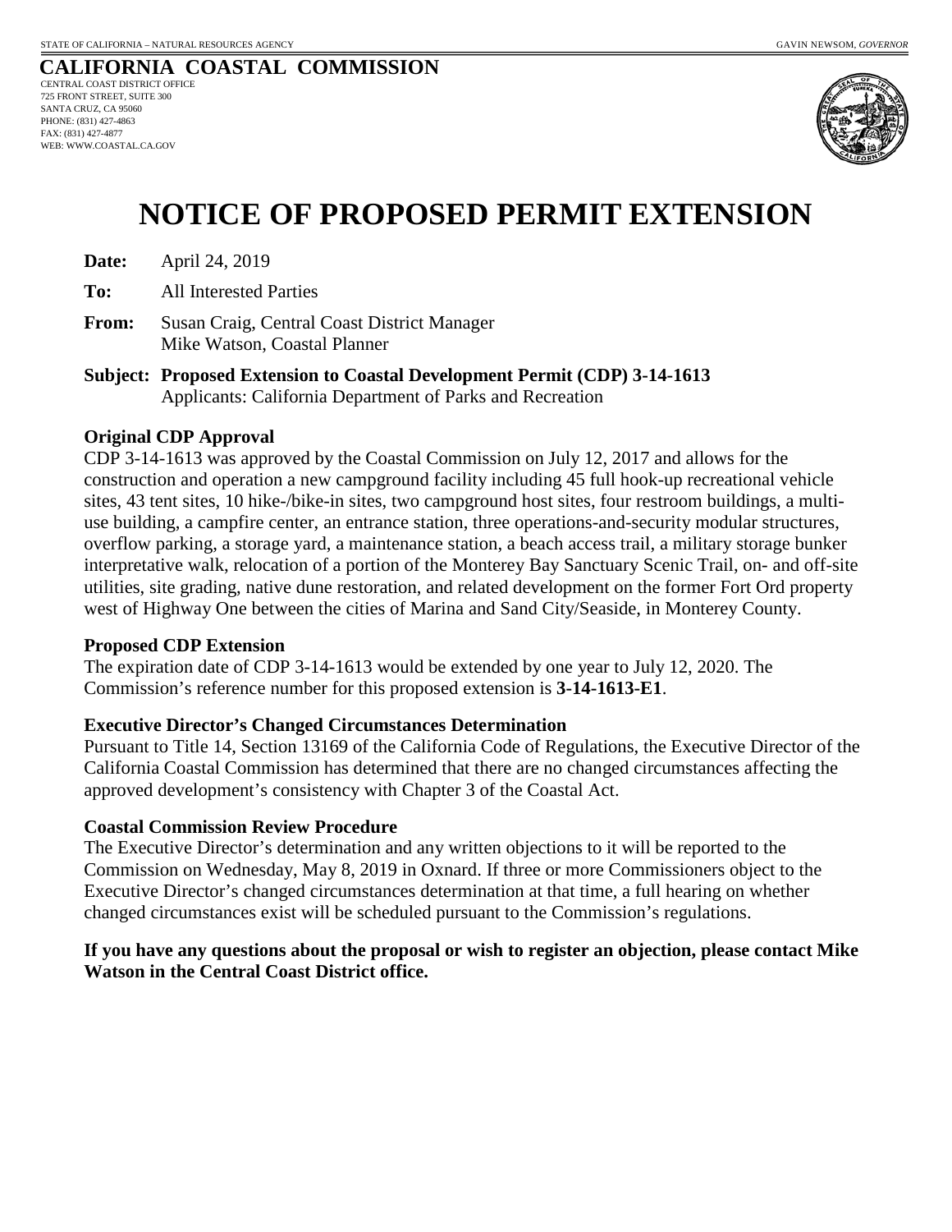STATE OF CALIFORNIA – NATURAL RESOURCES AGENCY GAVIN NEWSOM, *GOVERNOR*

**CALIFORNIA COASTAL COMMISSION**
CENTRAL COAST DISTRICT OFFICE
725 FRONT STREET, SUITE 300
SANTA CRUZ, CA 95060
PHONE: (831) 427-4863
FAX: (831) 427-4877
WEB: WWW.COASTAL.CA.GOV

# NOTICE OF PROPOSED PERMIT EXTENSION

**Date:** April 24, 2019

**To:** All Interested Parties

**From:** Susan Craig, Central Coast District Manager
Mike Watson, Coastal Planner

**Subject: Proposed Extension to Coastal Development Permit (CDP) 3-14-1613**
Applicants: California Department of Parks and Recreation

**Original CDP Approval**
CDP 3-14-1613 was approved by the Coastal Commission on July 12, 2017 and allows for the construction and operation a new campground facility including 45 full hook-up recreational vehicle sites, 43 tent sites, 10 hike-/bike-in sites, two campground host sites, four restroom buildings, a multi-use building, a campfire center, an entrance station, three operations-and-security modular structures, overflow parking, a storage yard, a maintenance station, a beach access trail, a military storage bunker interpretative walk, relocation of a portion of the Monterey Bay Sanctuary Scenic Trail, on- and off-site utilities, site grading, native dune restoration, and related development on the former Fort Ord property west of Highway One between the cities of Marina and Sand City/Seaside, in Monterey County.

**Proposed CDP Extension**
The expiration date of CDP 3-14-1613 would be extended by one year to July 12, 2020. The Commission's reference number for this proposed extension is **3-14-1613-E1**.

**Executive Director's Changed Circumstances Determination**
Pursuant to Title 14, Section 13169 of the California Code of Regulations, the Executive Director of the California Coastal Commission has determined that there are no changed circumstances affecting the approved development's consistency with Chapter 3 of the Coastal Act.

**Coastal Commission Review Procedure**
The Executive Director's determination and any written objections to it will be reported to the Commission on Wednesday, May 8, 2019 in Oxnard. If three or more Commissioners object to the Executive Director's changed circumstances determination at that time, a full hearing on whether changed circumstances exist will be scheduled pursuant to the Commission's regulations.

**If you have any questions about the proposal or wish to register an objection, please contact Mike Watson in the Central Coast District office.**